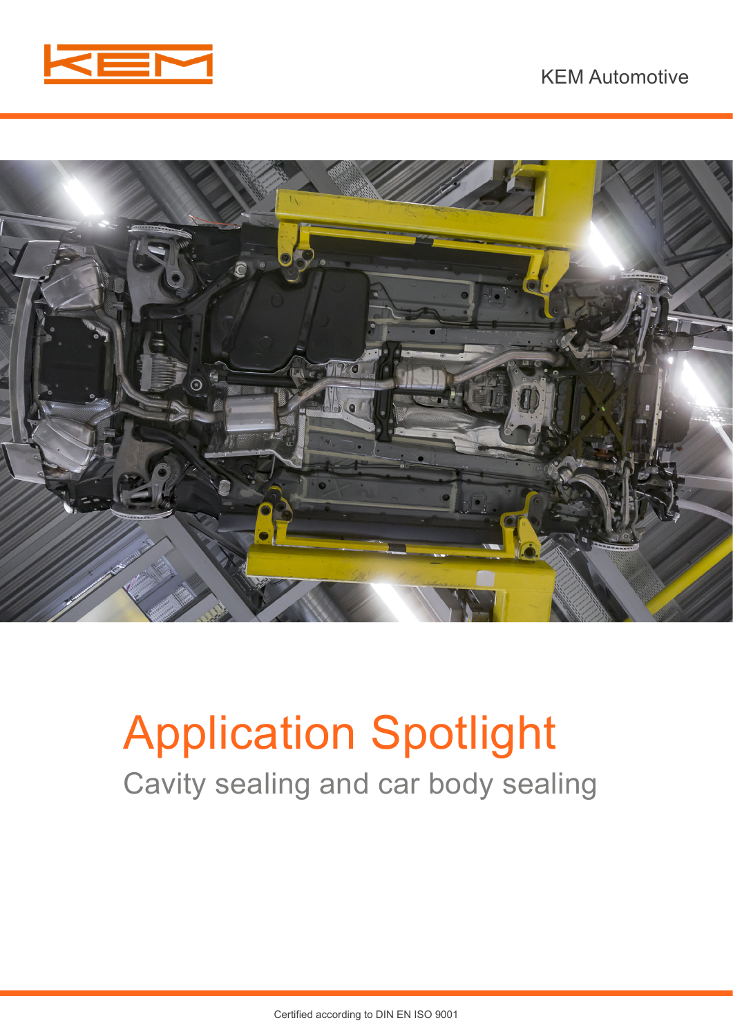KEM Automotive

# Application Spotlight

## Cavity sealing and car body sealing

Certified according to DIN EN ISO 9001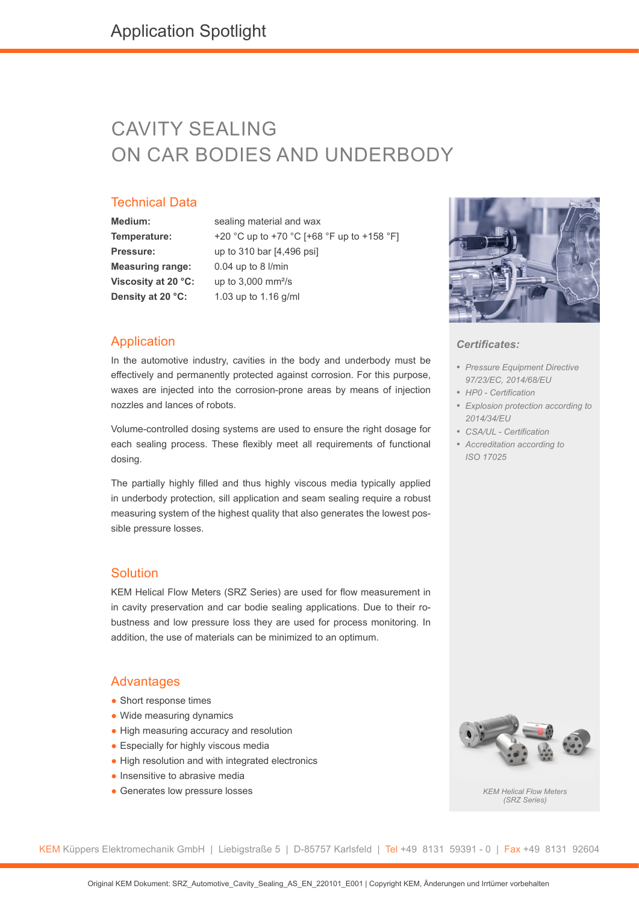# CAVITY SEALING ON CAR BODIES AND UNDERBODY

## Technical Data

| | |
|---|---|
| **Medium:** | sealing material and wax |
| **Temperature:** | +20 °C up to +70 °C [+68 °F up to +158 °F] |
| **Pressure:** | up to 310 bar [4,496 psi] |
| **Measuring range:** | 0.04 up to 8 l/min |
| **Viscosity at 20 °C:** | up to 3,000 mm²/s |
| **Density at 20 °C:** | 1.03 up to 1.16 g/ml |

## Application

In the automotive industry, cavities in the body and underbody must be effectively and permanently protected against corrosion. For this purpose, waxes are injected into the corrosion-prone areas by means of injection nozzles and lances of robots.

Volume-controlled dosing systems are used to ensure the right dosage for each sealing process. These flexibly meet all requirements of functional dosing.

The partially highly filled and thus highly viscous media typically applied in underbody protection, sill application and seam sealing require a robust measuring system of the highest quality that also generates the lowest possible pressure losses.

## Solution

KEM Helical Flow Meters (SRZ Series) are used for flow measurement in in cavity preservation and car bodie sealing applications. Due to their robustness and low pressure loss they are used for process monitoring. In addition, the use of materials can be minimized to an optimum.

## Advantages

- Short response times
- Wide measuring dynamics
- High measuring accuracy and resolution
- Especially for highly viscous media
- High resolution and with integrated electronics
- Insensitive to abrasive media
- Generates low pressure losses

***Certificates:***

- *Pressure Equipment Directive 97/23/EC, 2014/68/EU*
- *HP0 - Certification*
- *Explosion protection according to 2014/34/EU*
- *CSA/UL - Certification*
- *Accreditation according to ISO 17025*

*KEM Helical Flow Meters (SRZ Series)*

KEM Küppers Elektromechanik GmbH | Liebigstraße 5 | D-85757 Karlsfeld | Tel +49 8131 59391 - 0 | Fax +49 8131 92604

Original KEM Dokument: SRZ_Automotive_Cavity_Sealing_AS_EN_220101_E001 | Copyright KEM, Änderungen und Irrtümer vorbehalten